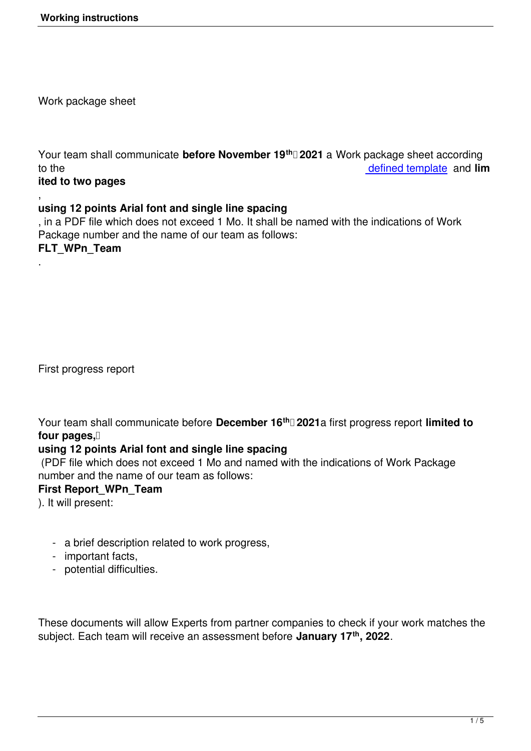Work package sheet

Your team shall communicate **before November 19th 2021** a Work package sheet according to the defined template and **limited to two pages**, **using 12 points Arial font and single line spacing**, in a PDF file which does not exceed 1 Mo. It shall be named with the indications of Work Package number and the name of our team as follows: **FLT_WPn_Team**.

First progress report

Your team shall communicate before **December 16th 2021** a first progress report **limited to four pages, using 12 points Arial font and single line spacing** (PDF file which does not exceed 1 Mo and named with the indications of Work Package number and the name of our team as follows: **First Report_WPn_Team**). It will present:

- a brief description related to work progress,
- important facts,
- potential difficulties.

These documents will allow Experts from partner companies to check if your work matches the subject. Each team will receive an assessment before **January 17th, 2022**.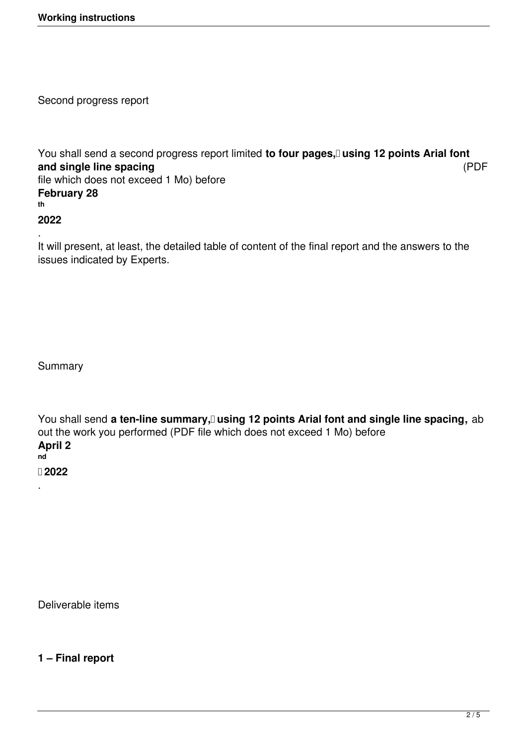## Second progress report

You shall send a second progress report limited **to four pages, using 12 points Arial font and single line spacing** (PDF file which does not exceed 1 Mo) before **February 28th 2022**.

It will present, at least, the detailed table of content of the final report and the answers to the issues indicated by Experts.

## Summary

You shall send **a ten-line summary, using 12 points Arial font and single line spacing,** about the work you performed (PDF file which does not exceed 1 Mo) before **April 2nd 2022**.

## Deliverable items

### 1 – Final report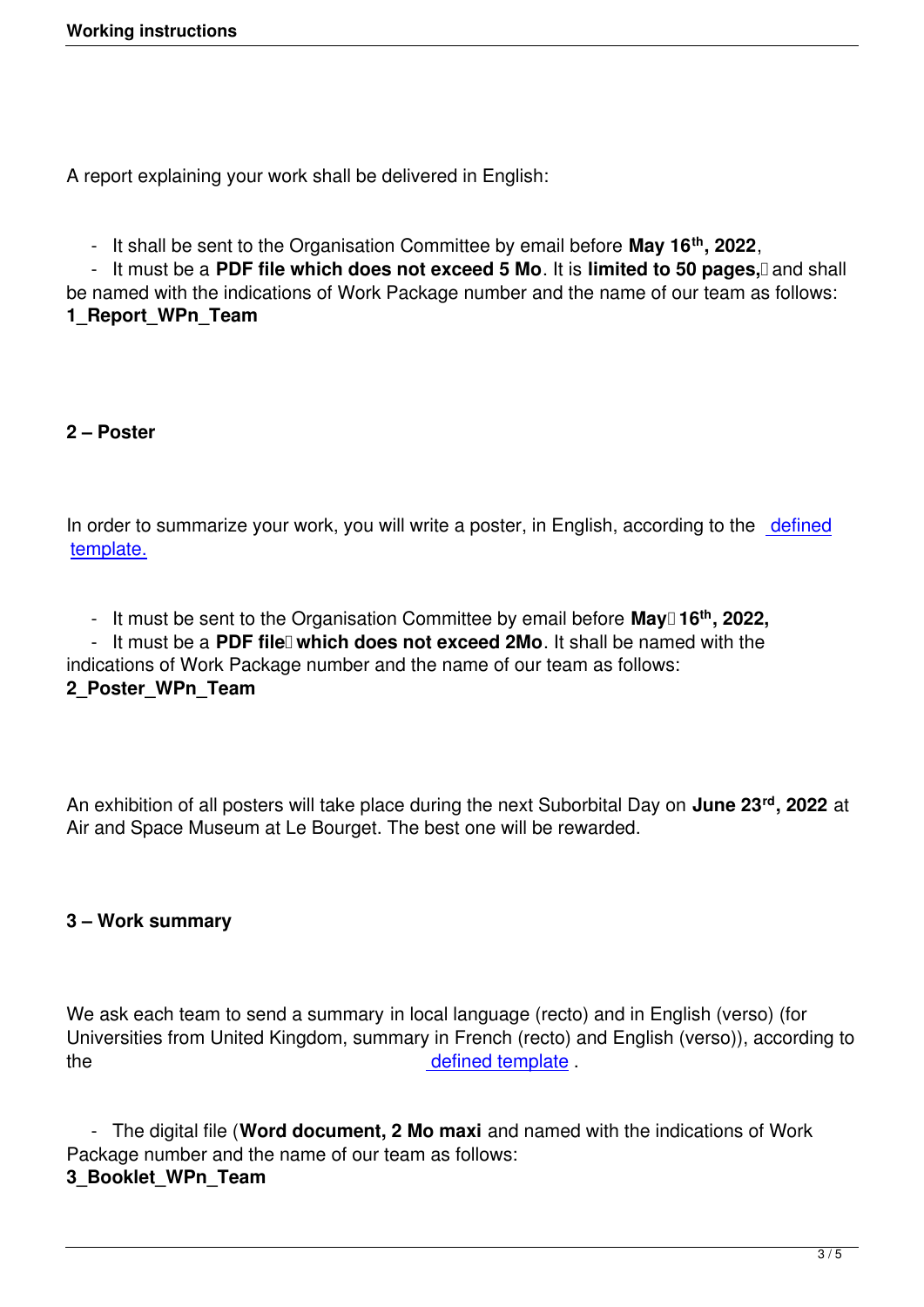A report explaining your work shall be delivered in English:

- It shall be sent to the Organisation Committee by email before **May 16th, 2022**,
- It must be a **PDF file which does not exceed 5 Mo**. It is **limited to 50 pages,** and shall be named with the indications of Work Package number and the name of our team as follows: **1_Report_WPn_Team**

## 2 – Poster

In order to summarize your work, you will write a poster, in English, according to the defined template.

- It must be sent to the Organisation Committee by email before **May 16th, 2022,**
- It must be a **PDF file which does not exceed 2Mo**. It shall be named with the indications of Work Package number and the name of our team as follows: **2_Poster_WPn_Team**

An exhibition of all posters will take place during the next Suborbital Day on **June 23rd, 2022** at Air and Space Museum at Le Bourget. The best one will be rewarded.

## 3 – Work summary

We ask each team to send a summary in local language (recto) and in English (verso) (for Universities from United Kingdom, summary in French (recto) and English (verso)), according to the defined template .

- The digital file (**Word document, 2 Mo maxi** and named with the indications of Work Package number and the name of our team as follows: **3_Booklet_WPn_Team**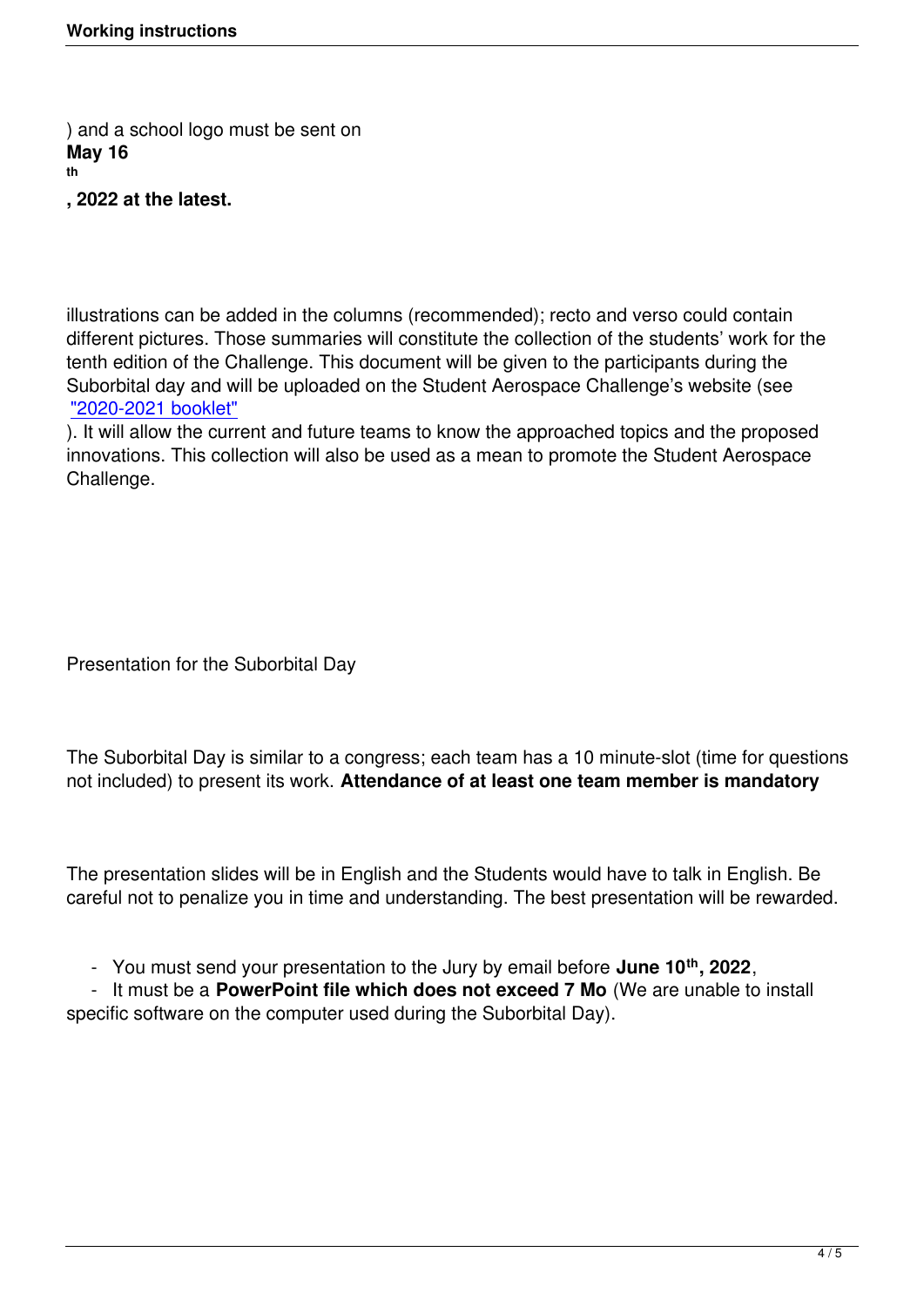) and a school logo must be sent on **May 16th, 2022 at the latest.**

illustrations can be added in the columns (recommended); recto and verso could contain different pictures. Those summaries will constitute the collection of the students' work for the tenth edition of the Challenge. This document will be given to the participants during the Suborbital day and will be uploaded on the Student Aerospace Challenge's website (see "2020-2021 booklet"). It will allow the current and future teams to know the approached topics and the proposed innovations. This collection will also be used as a mean to promote the Student Aerospace Challenge.

## Presentation for the Suborbital Day

The Suborbital Day is similar to a congress; each team has a 10 minute-slot (time for questions not included) to present its work. **Attendance of at least one team member is mandatory**

The presentation slides will be in English and the Students would have to talk in English. Be careful not to penalize you in time and understanding. The best presentation will be rewarded.

- You must send your presentation to the Jury by email before **June 10th, 2022**,
- It must be a **PowerPoint file which does not exceed 7 Mo** (We are unable to install specific software on the computer used during the Suborbital Day).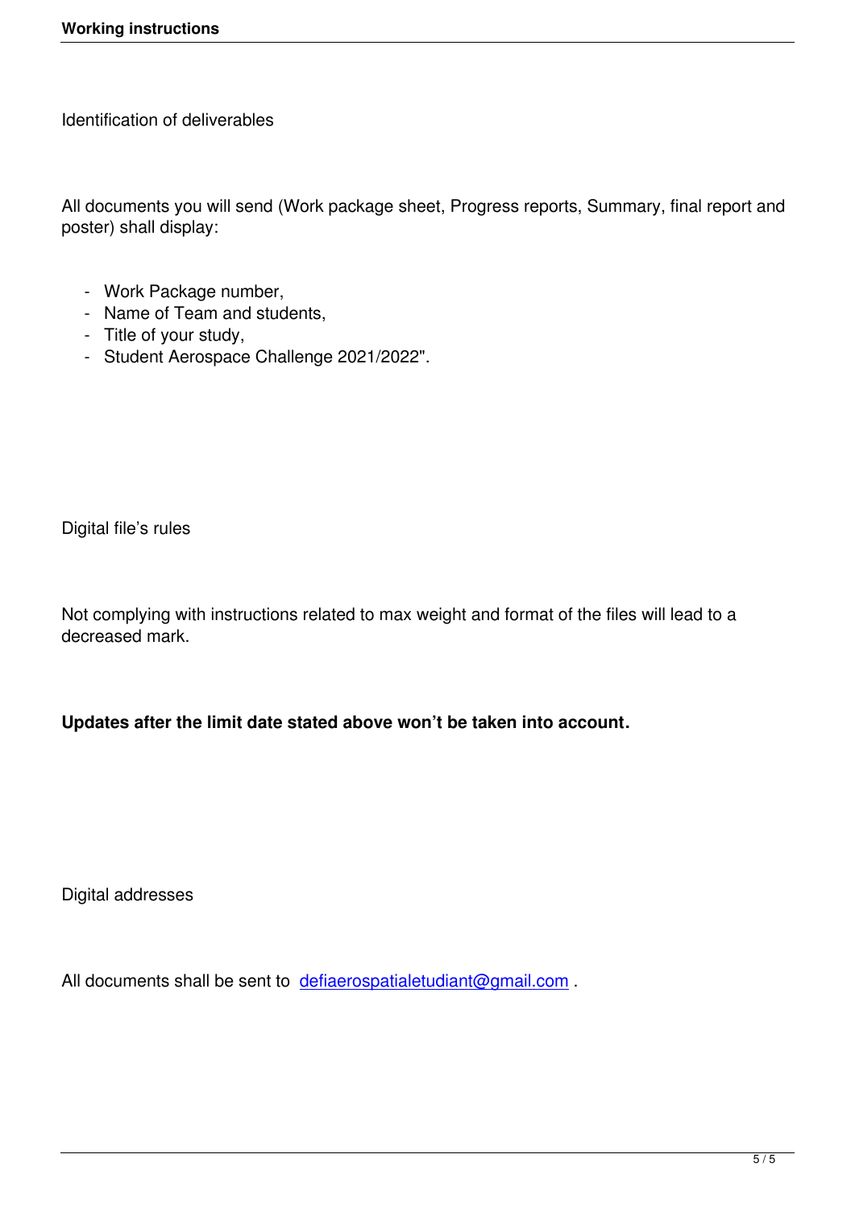Identification of deliverables

All documents you will send (Work package sheet, Progress reports, Summary, final report and poster) shall display:

- Work Package number,
- Name of Team and students,
- Title of your study,
- Student Aerospace Challenge 2021/2022".

Digital file's rules

Not complying with instructions related to max weight and format of the files will lead to a decreased mark.

**Updates after the limit date stated above won't be taken into account.**

Digital addresses

All documents shall be sent to defiaerospatialetudiant@gmail.com .